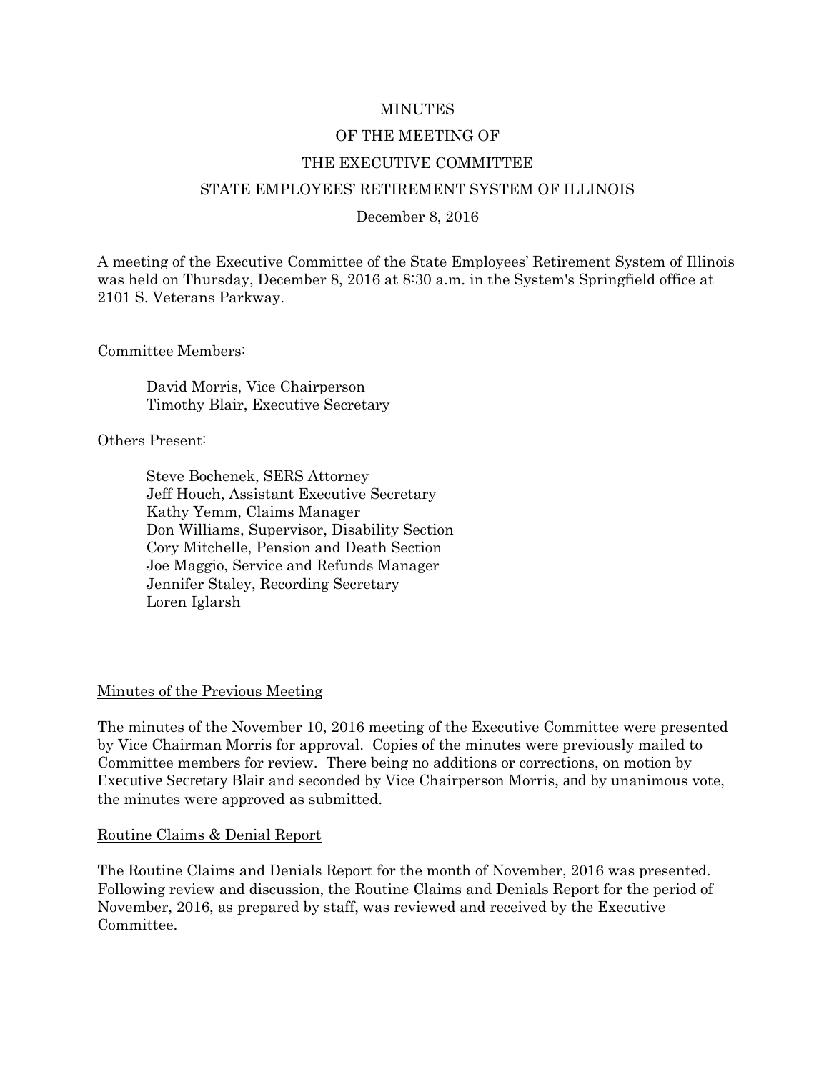# MINUTES

# OF THE MEETING OF

# THE EXECUTIVE COMMITTEE

# STATE EMPLOYEES' RETIREMENT SYSTEM OF ILLINOIS

December 8, 2016

A meeting of the Executive Committee of the State Employees' Retirement System of Illinois was held on Thursday, December 8, 2016 at 8:30 a.m. in the System's Springfield office at 2101 S. Veterans Parkway.

Committee Members:

> David Morris, Vice Chairperson
> Timothy Blair, Executive Secretary

Others Present:

> Steve Bochenek, SERS Attorney
> Jeff Houch, Assistant Executive Secretary
> Kathy Yemm, Claims Manager
> Don Williams, Supervisor, Disability Section
> Cory Mitchelle, Pension and Death Section
> Joe Maggio, Service and Refunds Manager
> Jennifer Staley, Recording Secretary
> Loren Iglarsh

## Minutes of the Previous Meeting

The minutes of the November 10, 2016 meeting of the Executive Committee were presented by Vice Chairman Morris for approval. Copies of the minutes were previously mailed to Committee members for review. There being no additions or corrections, on motion by Executive Secretary Blair and seconded by Vice Chairperson Morris, and by unanimous vote, the minutes were approved as submitted.

## Routine Claims & Denial Report

The Routine Claims and Denials Report for the month of November, 2016 was presented. Following review and discussion, the Routine Claims and Denials Report for the period of November, 2016, as prepared by staff, was reviewed and received by the Executive Committee.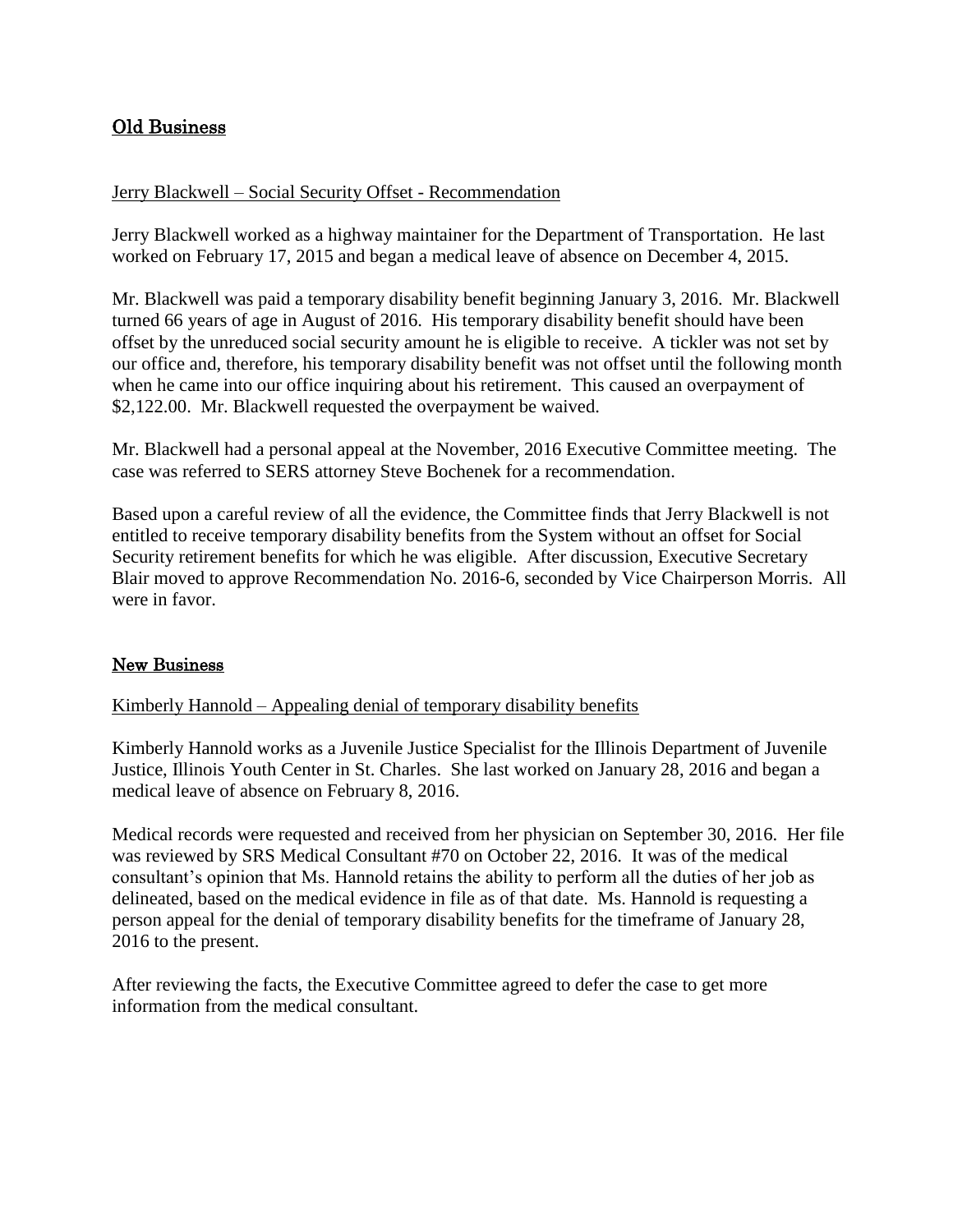## Old Business

Jerry Blackwell – Social Security Offset - Recommendation

Jerry Blackwell worked as a highway maintainer for the Department of Transportation. He last worked on February 17, 2015 and began a medical leave of absence on December 4, 2015.

Mr. Blackwell was paid a temporary disability benefit beginning January 3, 2016. Mr. Blackwell turned 66 years of age in August of 2016. His temporary disability benefit should have been offset by the unreduced social security amount he is eligible to receive. A tickler was not set by our office and, therefore, his temporary disability benefit was not offset until the following month when he came into our office inquiring about his retirement. This caused an overpayment of \$2,122.00. Mr. Blackwell requested the overpayment be waived.

Mr. Blackwell had a personal appeal at the November, 2016 Executive Committee meeting. The case was referred to SERS attorney Steve Bochenek for a recommendation.

Based upon a careful review of all the evidence, the Committee finds that Jerry Blackwell is not entitled to receive temporary disability benefits from the System without an offset for Social Security retirement benefits for which he was eligible. After discussion, Executive Secretary Blair moved to approve Recommendation No. 2016-6, seconded by Vice Chairperson Morris. All were in favor.

## New Business

Kimberly Hannold – Appealing denial of temporary disability benefits

Kimberly Hannold works as a Juvenile Justice Specialist for the Illinois Department of Juvenile Justice, Illinois Youth Center in St. Charles. She last worked on January 28, 2016 and began a medical leave of absence on February 8, 2016.

Medical records were requested and received from her physician on September 30, 2016. Her file was reviewed by SRS Medical Consultant #70 on October 22, 2016. It was of the medical consultant's opinion that Ms. Hannold retains the ability to perform all the duties of her job as delineated, based on the medical evidence in file as of that date. Ms. Hannold is requesting a person appeal for the denial of temporary disability benefits for the timeframe of January 28, 2016 to the present.

After reviewing the facts, the Executive Committee agreed to defer the case to get more information from the medical consultant.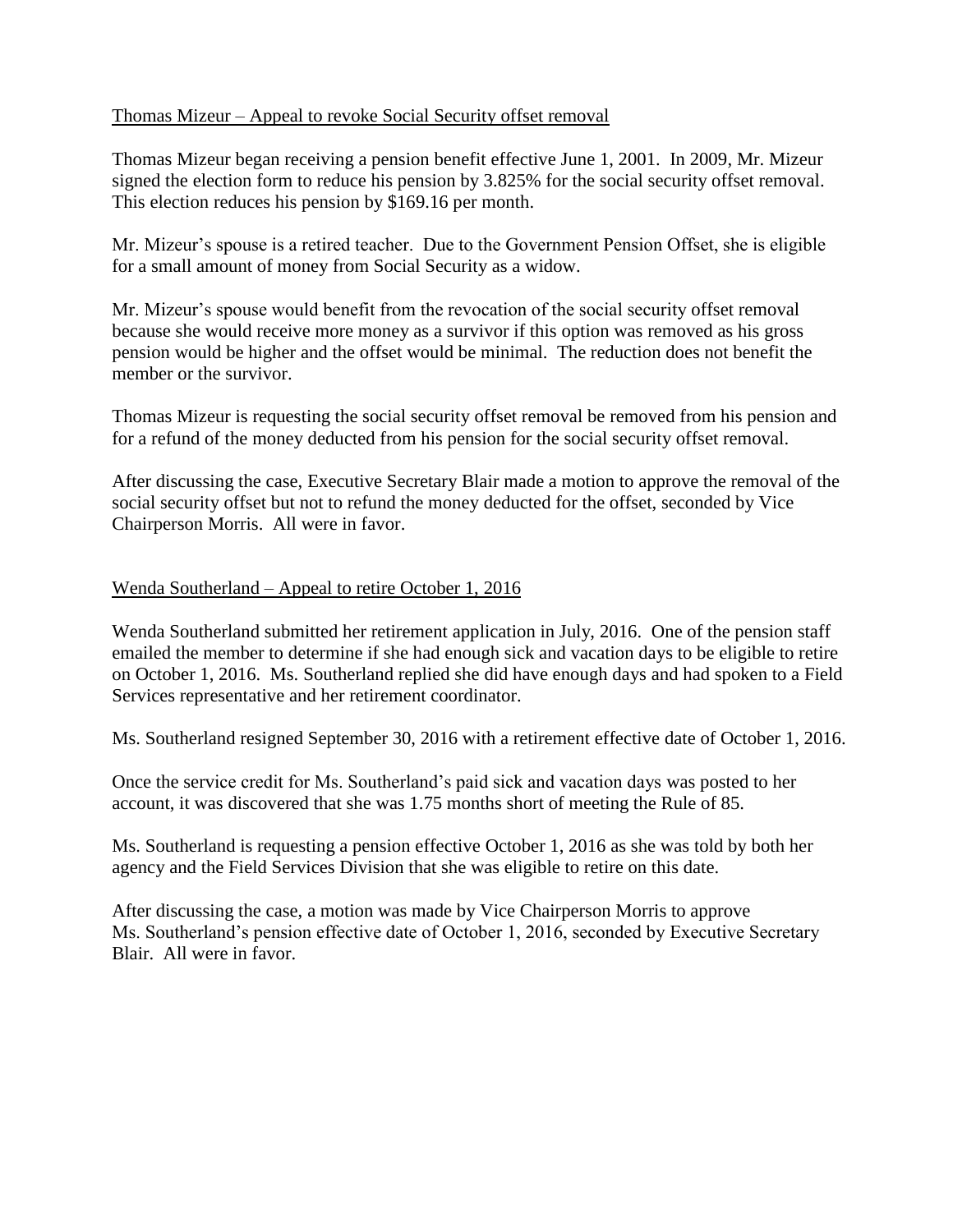Thomas Mizeur – Appeal to revoke Social Security offset removal

Thomas Mizeur began receiving a pension benefit effective June 1, 2001. In 2009, Mr. Mizeur signed the election form to reduce his pension by 3.825% for the social security offset removal. This election reduces his pension by $169.16 per month.

Mr. Mizeur's spouse is a retired teacher. Due to the Government Pension Offset, she is eligible for a small amount of money from Social Security as a widow.

Mr. Mizeur's spouse would benefit from the revocation of the social security offset removal because she would receive more money as a survivor if this option was removed as his gross pension would be higher and the offset would be minimal. The reduction does not benefit the member or the survivor.

Thomas Mizeur is requesting the social security offset removal be removed from his pension and for a refund of the money deducted from his pension for the social security offset removal.

After discussing the case, Executive Secretary Blair made a motion to approve the removal of the social security offset but not to refund the money deducted for the offset, seconded by Vice Chairperson Morris. All were in favor.

Wenda Southerland – Appeal to retire October 1, 2016

Wenda Southerland submitted her retirement application in July, 2016. One of the pension staff emailed the member to determine if she had enough sick and vacation days to be eligible to retire on October 1, 2016. Ms. Southerland replied she did have enough days and had spoken to a Field Services representative and her retirement coordinator.

Ms. Southerland resigned September 30, 2016 with a retirement effective date of October 1, 2016.

Once the service credit for Ms. Southerland's paid sick and vacation days was posted to her account, it was discovered that she was 1.75 months short of meeting the Rule of 85.

Ms. Southerland is requesting a pension effective October 1, 2016 as she was told by both her agency and the Field Services Division that she was eligible to retire on this date.

After discussing the case, a motion was made by Vice Chairperson Morris to approve Ms. Southerland's pension effective date of October 1, 2016, seconded by Executive Secretary Blair. All were in favor.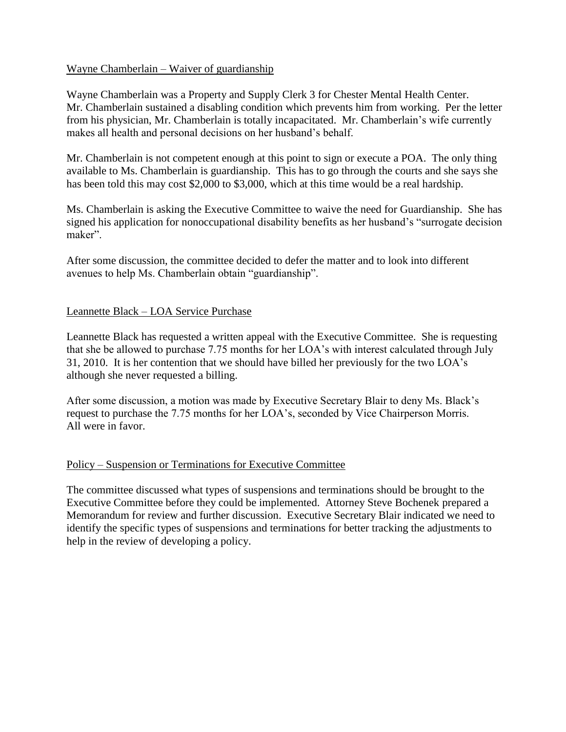Wayne Chamberlain – Waiver of guardianship

Wayne Chamberlain was a Property and Supply Clerk 3 for Chester Mental Health Center. Mr. Chamberlain sustained a disabling condition which prevents him from working. Per the letter from his physician, Mr. Chamberlain is totally incapacitated. Mr. Chamberlain's wife currently makes all health and personal decisions on her husband's behalf.

Mr. Chamberlain is not competent enough at this point to sign or execute a POA. The only thing available to Ms. Chamberlain is guardianship. This has to go through the courts and she says she has been told this may cost $2,000 to $3,000, which at this time would be a real hardship.

Ms. Chamberlain is asking the Executive Committee to waive the need for Guardianship. She has signed his application for nonoccupational disability benefits as her husband's "surrogate decision maker".

After some discussion, the committee decided to defer the matter and to look into different avenues to help Ms. Chamberlain obtain "guardianship".

Leannette Black – LOA Service Purchase

Leannette Black has requested a written appeal with the Executive Committee. She is requesting that she be allowed to purchase 7.75 months for her LOA's with interest calculated through July 31, 2010. It is her contention that we should have billed her previously for the two LOA's although she never requested a billing.

After some discussion, a motion was made by Executive Secretary Blair to deny Ms. Black's request to purchase the 7.75 months for her LOA's, seconded by Vice Chairperson Morris. All were in favor.

Policy – Suspension or Terminations for Executive Committee

The committee discussed what types of suspensions and terminations should be brought to the Executive Committee before they could be implemented. Attorney Steve Bochenek prepared a Memorandum for review and further discussion. Executive Secretary Blair indicated we need to identify the specific types of suspensions and terminations for better tracking the adjustments to help in the review of developing a policy.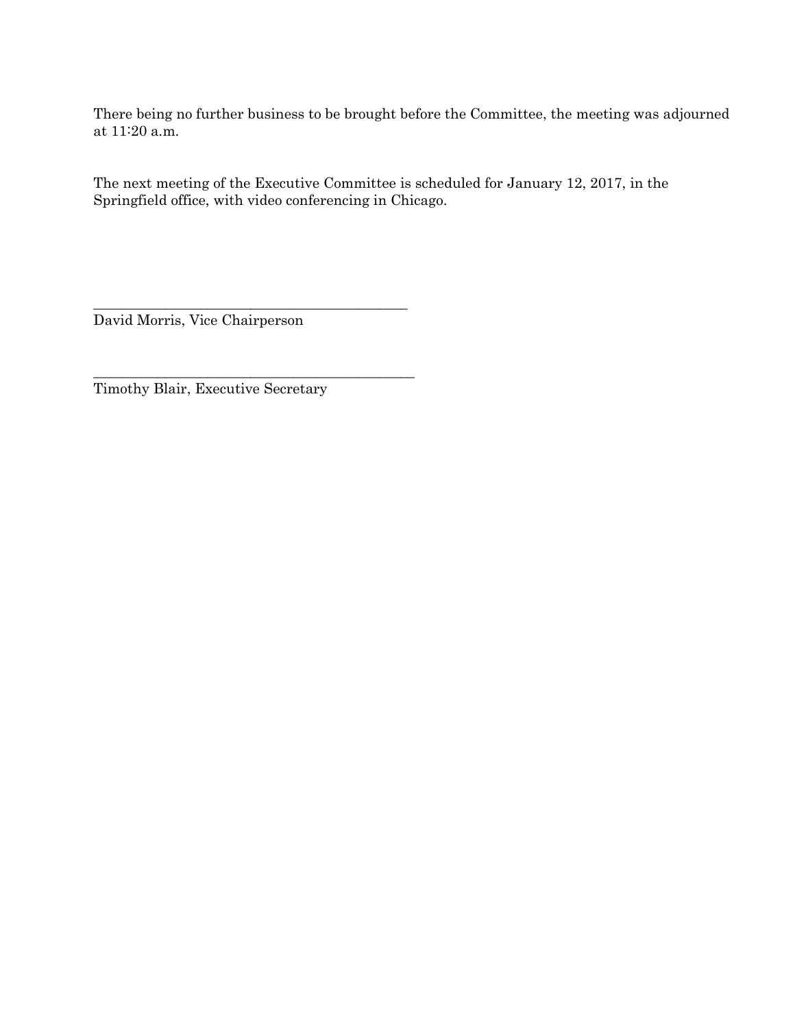There being no further business to be brought before the Committee, the meeting was adjourned at 11:20 a.m.

The next meeting of the Executive Committee is scheduled for January 12, 2017, in the Springfield office, with video conferencing in Chicago.

_____________________________________________
David Morris, Vice Chairperson

_____________________________________________
Timothy Blair, Executive Secretary